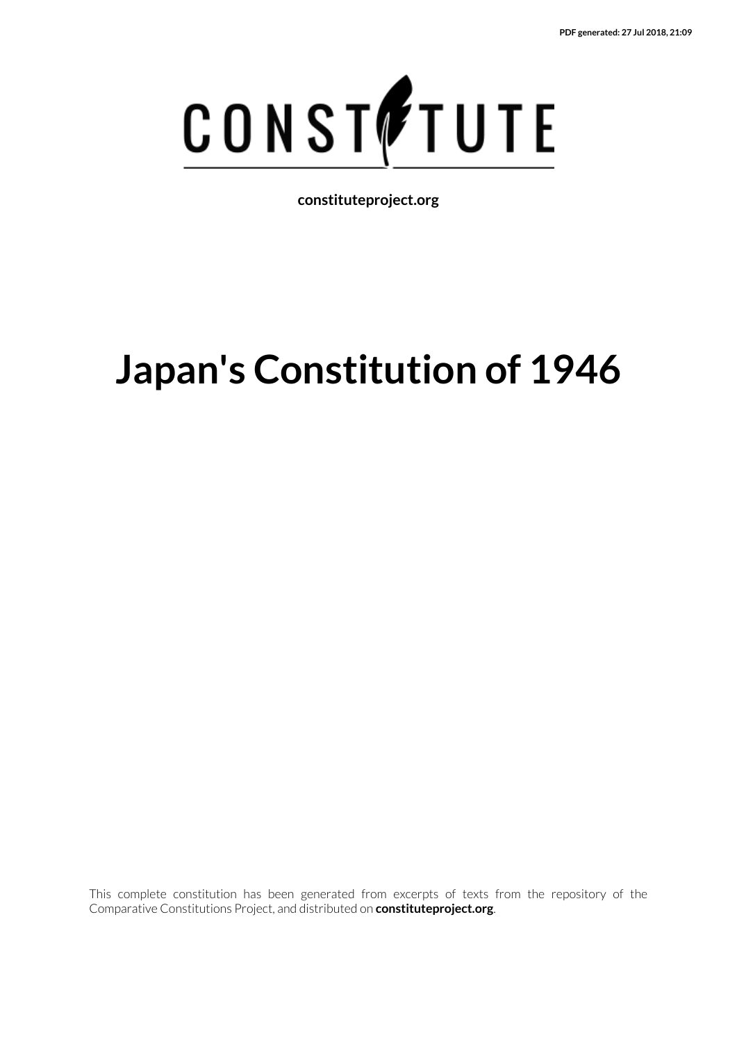PDF generated: 27 Jul 2018, 21:09

CONSTITUTE

**constituteproject.org**

# Japan's Constitution of 1946

This complete constitution has been generated from excerpts of texts from the repository of the Comparative Constitutions Project, and distributed on **constituteproject.org**.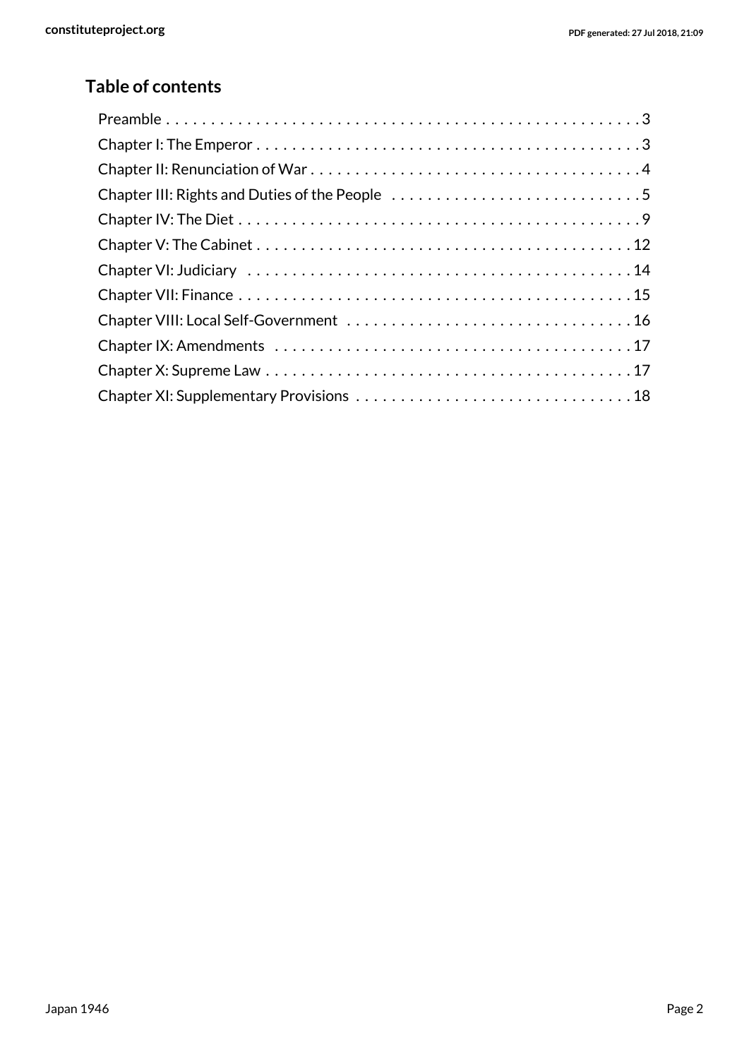## Table of contents

- Preamble . . . . . . . . . . 3
- Chapter I: The Emperor . . . . . . . . . . 3
- Chapter II: Renunciation of War . . . . . . . . . . 4
- Chapter III: Rights and Duties of the People . . . . . . . . . . 5
- Chapter IV: The Diet . . . . . . . . . . 9
- Chapter V: The Cabinet . . . . . . . . . . 12
- Chapter VI: Judiciary . . . . . . . . . . 14
- Chapter VII: Finance . . . . . . . . . . 15
- Chapter VIII: Local Self-Government . . . . . . . . . . 16
- Chapter IX: Amendments . . . . . . . . . . 17
- Chapter X: Supreme Law . . . . . . . . . . 17
- Chapter XI: Supplementary Provisions . . . . . . . . . . 18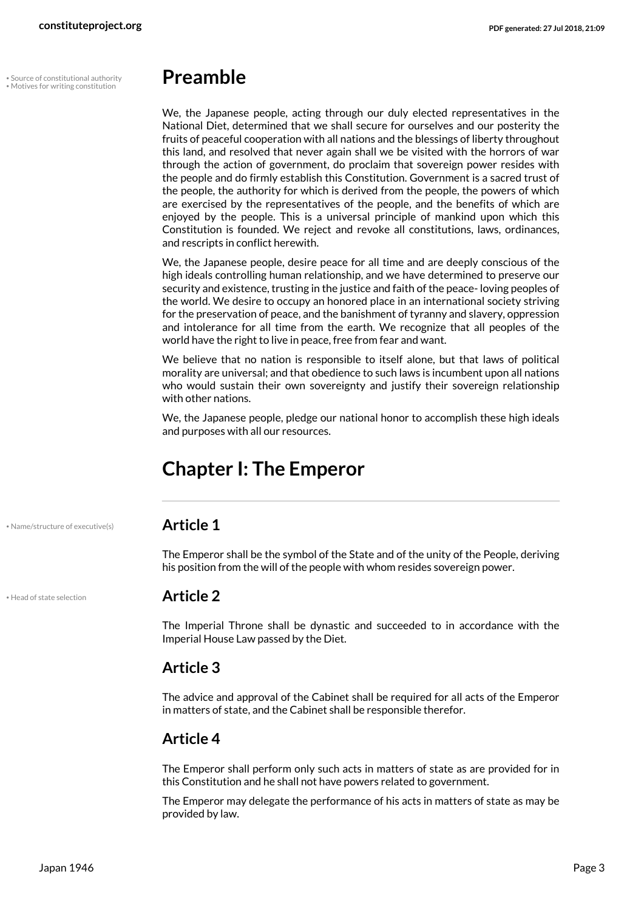## Preamble

• Source of constitutional authority
• Motives for writing constitution

We, the Japanese people, acting through our duly elected representatives in the National Diet, determined that we shall secure for ourselves and our posterity the fruits of peaceful cooperation with all nations and the blessings of liberty throughout this land, and resolved that never again shall we be visited with the horrors of war through the action of government, do proclaim that sovereign power resides with the people and do firmly establish this Constitution. Government is a sacred trust of the people, the authority for which is derived from the people, the powers of which are exercised by the representatives of the people, and the benefits of which are enjoyed by the people. This is a universal principle of mankind upon which this Constitution is founded. We reject and revoke all constitutions, laws, ordinances, and rescripts in conflict herewith.

We, the Japanese people, desire peace for all time and are deeply conscious of the high ideals controlling human relationship, and we have determined to preserve our security and existence, trusting in the justice and faith of the peace- loving peoples of the world. We desire to occupy an honored place in an international society striving for the preservation of peace, and the banishment of tyranny and slavery, oppression and intolerance for all time from the earth. We recognize that all peoples of the world have the right to live in peace, free from fear and want.

We believe that no nation is responsible to itself alone, but that laws of political morality are universal; and that obedience to such laws is incumbent upon all nations who would sustain their own sovereignty and justify their sovereign relationship with other nations.

We, the Japanese people, pledge our national honor to accomplish these high ideals and purposes with all our resources.

## Chapter I: The Emperor

### Article 1

• Name/structure of executive(s)

The Emperor shall be the symbol of the State and of the unity of the People, deriving his position from the will of the people with whom resides sovereign power.

### Article 2

• Head of state selection

The Imperial Throne shall be dynastic and succeeded to in accordance with the Imperial House Law passed by the Diet.

### Article 3

The advice and approval of the Cabinet shall be required for all acts of the Emperor in matters of state, and the Cabinet shall be responsible therefor.

### Article 4

The Emperor shall perform only such acts in matters of state as are provided for in this Constitution and he shall not have powers related to government.

The Emperor may delegate the performance of his acts in matters of state as may be provided by law.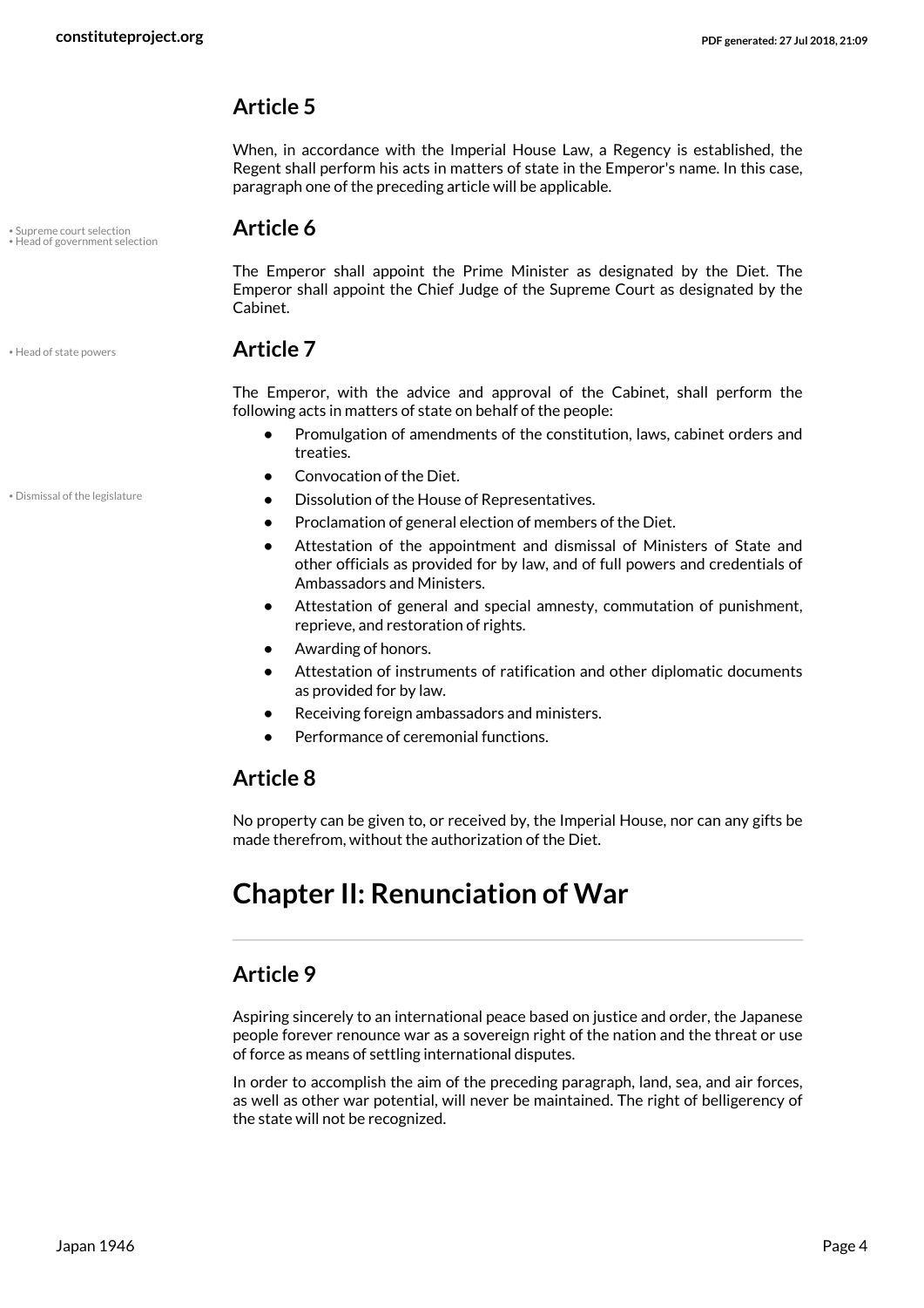## Article 5

When, in accordance with the Imperial House Law, a Regency is established, the Regent shall perform his acts in matters of state in the Emperor's name. In this case, paragraph one of the preceding article will be applicable.

• Supreme court selection
• Head of government selection

## Article 6

The Emperor shall appoint the Prime Minister as designated by the Diet. The Emperor shall appoint the Chief Judge of the Supreme Court as designated by the Cabinet.

• Head of state powers

## Article 7

The Emperor, with the advice and approval of the Cabinet, shall perform the following acts in matters of state on behalf of the people:

- Promulgation of amendments of the constitution, laws, cabinet orders and treaties.
- Convocation of the Diet.
- Dissolution of the House of Representatives.
- Proclamation of general election of members of the Diet.
- Attestation of the appointment and dismissal of Ministers of State and other officials as provided for by law, and of full powers and credentials of Ambassadors and Ministers.
- Attestation of general and special amnesty, commutation of punishment, reprieve, and restoration of rights.
- Awarding of honors.
- Attestation of instruments of ratification and other diplomatic documents as provided for by law.
- Receiving foreign ambassadors and ministers.
- Performance of ceremonial functions.

• Dismissal of the legislature

## Article 8

No property can be given to, or received by, the Imperial House, nor can any gifts be made therefrom, without the authorization of the Diet.

# Chapter II: Renunciation of War

## Article 9

Aspiring sincerely to an international peace based on justice and order, the Japanese people forever renounce war as a sovereign right of the nation and the threat or use of force as means of settling international disputes.

In order to accomplish the aim of the preceding paragraph, land, sea, and air forces, as well as other war potential, will never be maintained. The right of belligerency of the state will not be recognized.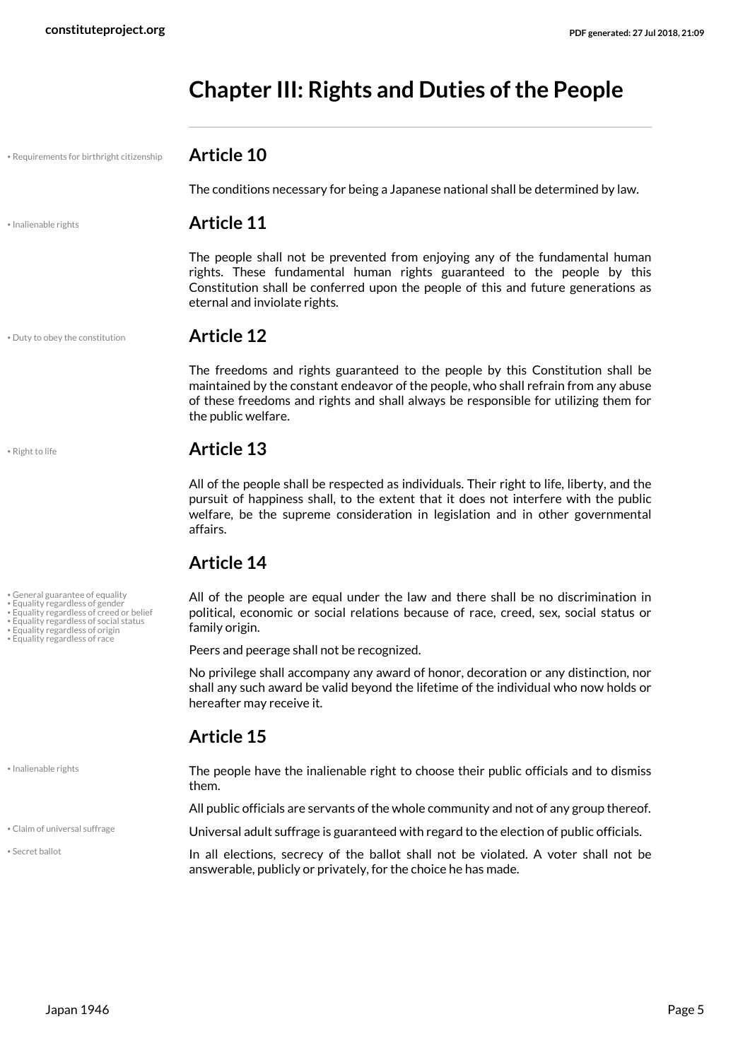# Chapter III: Rights and Duties of the People

• Requirements for birthright citizenship

## Article 10

The conditions necessary for being a Japanese national shall be determined by law.

• Inalienable rights

## Article 11

The people shall not be prevented from enjoying any of the fundamental human rights. These fundamental human rights guaranteed to the people by this Constitution shall be conferred upon the people of this and future generations as eternal and inviolate rights.

• Duty to obey the constitution

## Article 12

The freedoms and rights guaranteed to the people by this Constitution shall be maintained by the constant endeavor of the people, who shall refrain from any abuse of these freedoms and rights and shall always be responsible for utilizing them for the public welfare.

• Right to life

## Article 13

All of the people shall be respected as individuals. Their right to life, liberty, and the pursuit of happiness shall, to the extent that it does not interfere with the public welfare, be the supreme consideration in legislation and in other governmental affairs.

## Article 14

• General guarantee of equality
• Equality regardless of gender
• Equality regardless of creed or belief
• Equality regardless of social status
• Equality regardless of origin
• Equality regardless of race

All of the people are equal under the law and there shall be no discrimination in political, economic or social relations because of race, creed, sex, social status or family origin.

Peers and peerage shall not be recognized.

No privilege shall accompany any award of honor, decoration or any distinction, nor shall any such award be valid beyond the lifetime of the individual who now holds or hereafter may receive it.

## Article 15

• Inalienable rights

The people have the inalienable right to choose their public officials and to dismiss them.

All public officials are servants of the whole community and not of any group thereof.

• Claim of universal suffrage

Universal adult suffrage is guaranteed with regard to the election of public officials.

• Secret ballot

In all elections, secrecy of the ballot shall not be violated. A voter shall not be answerable, publicly or privately, for the choice he has made.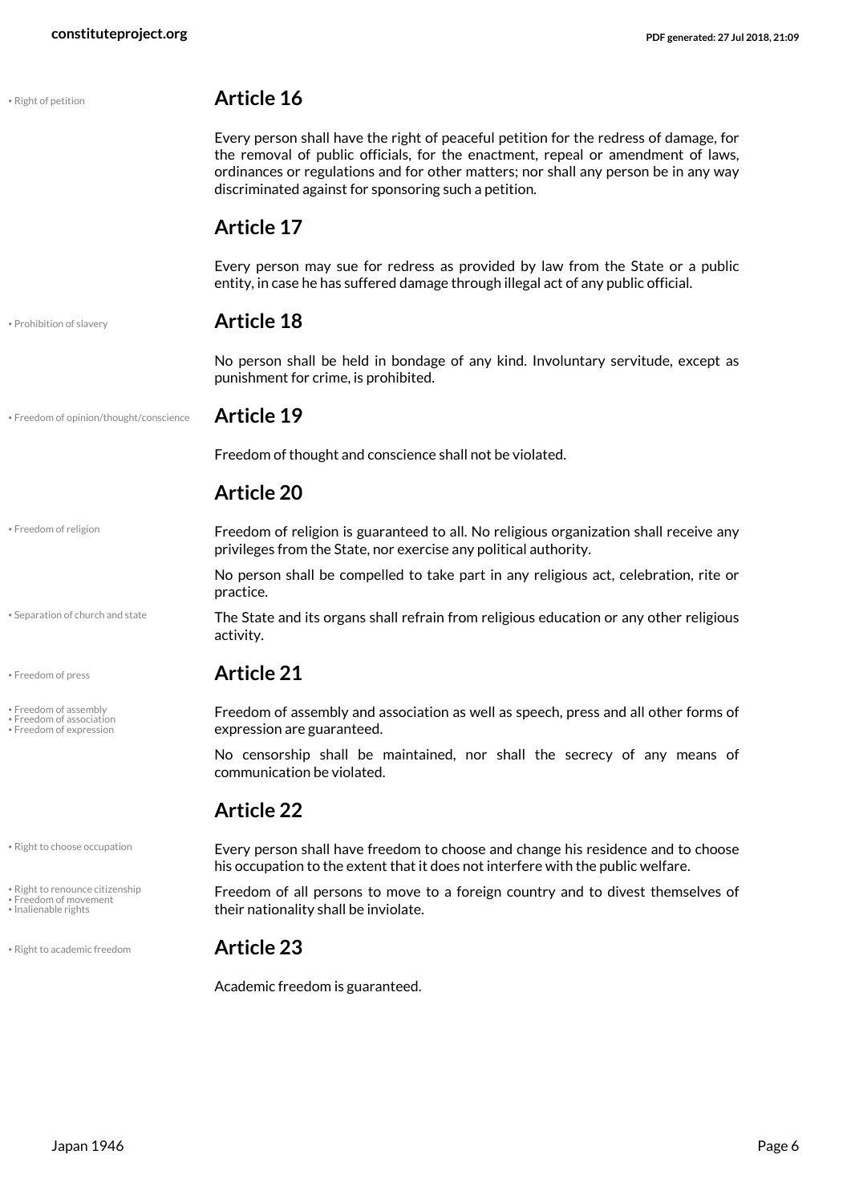• Right of petition

## Article 16

Every person shall have the right of peaceful petition for the redress of damage, for the removal of public officials, for the enactment, repeal or amendment of laws, ordinances or regulations and for other matters; nor shall any person be in any way discriminated against for sponsoring such a petition.

## Article 17

Every person may sue for redress as provided by law from the State or a public entity, in case he has suffered damage through illegal act of any public official.

• Prohibition of slavery

## Article 18

No person shall be held in bondage of any kind. Involuntary servitude, except as punishment for crime, is prohibited.

• Freedom of opinion/thought/conscience

## Article 19

Freedom of thought and conscience shall not be violated.

## Article 20

• Freedom of religion

Freedom of religion is guaranteed to all. No religious organization shall receive any privileges from the State, nor exercise any political authority.

No person shall be compelled to take part in any religious act, celebration, rite or practice.

• Separation of church and state

The State and its organs shall refrain from religious education or any other religious activity.

• Freedom of press

## Article 21

• Freedom of assembly
• Freedom of association
• Freedom of expression

Freedom of assembly and association as well as speech, press and all other forms of expression are guaranteed.

No censorship shall be maintained, nor shall the secrecy of any means of communication be violated.

## Article 22

• Right to choose occupation

Every person shall have freedom to choose and change his residence and to choose his occupation to the extent that it does not interfere with the public welfare.

• Right to renounce citizenship
• Freedom of movement
• Inalienable rights

Freedom of all persons to move to a foreign country and to divest themselves of their nationality shall be inviolate.

• Right to academic freedom

## Article 23

Academic freedom is guaranteed.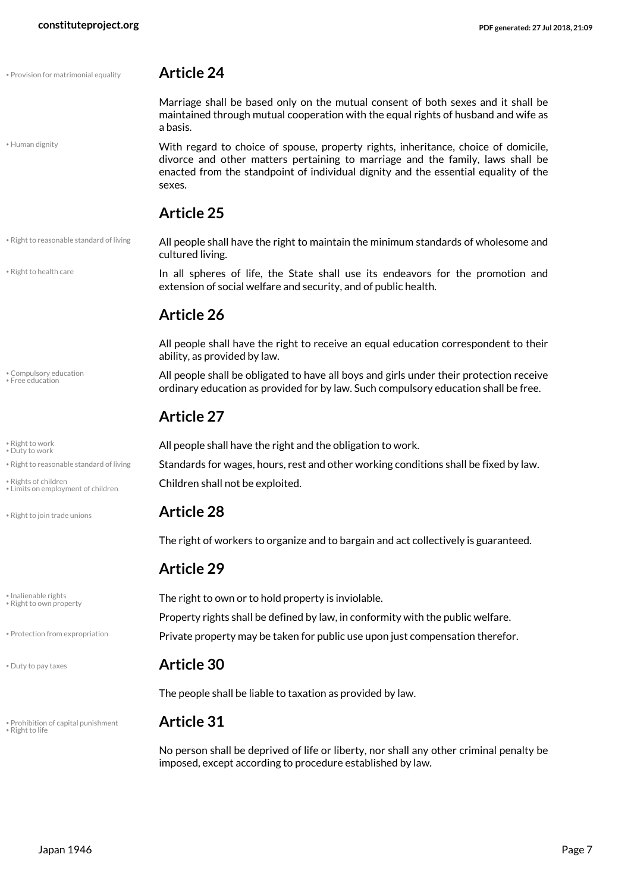## Article 24

• Provision for matrimonial equality

Marriage shall be based only on the mutual consent of both sexes and it shall be maintained through mutual cooperation with the equal rights of husband and wife as a basis.

• Human dignity

With regard to choice of spouse, property rights, inheritance, choice of domicile, divorce and other matters pertaining to marriage and the family, laws shall be enacted from the standpoint of individual dignity and the essential equality of the sexes.

## Article 25

• Right to reasonable standard of living

All people shall have the right to maintain the minimum standards of wholesome and cultured living.

• Right to health care

In all spheres of life, the State shall use its endeavors for the promotion and extension of social welfare and security, and of public health.

## Article 26

All people shall have the right to receive an equal education correspondent to their ability, as provided by law.

• Compulsory education
• Free education

All people shall be obligated to have all boys and girls under their protection receive ordinary education as provided for by law. Such compulsory education shall be free.

## Article 27

• Right to work
• Duty to work

All people shall have the right and the obligation to work.

• Right to reasonable standard of living

Standards for wages, hours, rest and other working conditions shall be fixed by law.

• Rights of children
• Limits on employment of children

Children shall not be exploited.

## Article 28

• Right to join trade unions

The right of workers to organize and to bargain and act collectively is guaranteed.

## Article 29

• Inalienable rights
• Right to own property

The right to own or to hold property is inviolable.

Property rights shall be defined by law, in conformity with the public welfare.

• Protection from expropriation

Private property may be taken for public use upon just compensation therefor.

## Article 30

• Duty to pay taxes

The people shall be liable to taxation as provided by law.

## Article 31

• Prohibition of capital punishment
• Right to life

No person shall be deprived of life or liberty, nor shall any other criminal penalty be imposed, except according to procedure established by law.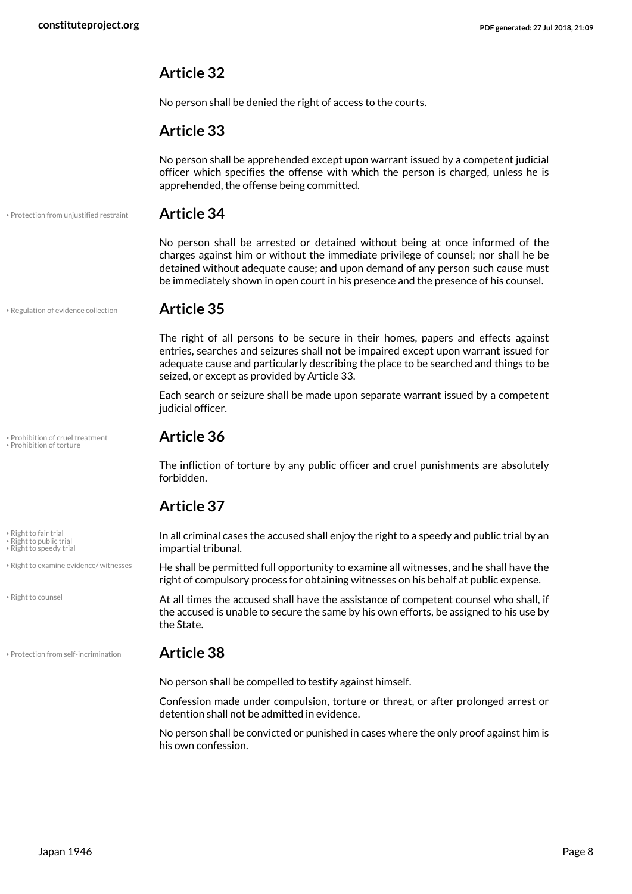## Article 32

No person shall be denied the right of access to the courts.

## Article 33

No person shall be apprehended except upon warrant issued by a competent judicial officer which specifies the offense with which the person is charged, unless he is apprehended, the offense being committed.

• Protection from unjustified restraint

## Article 34

No person shall be arrested or detained without being at once informed of the charges against him or without the immediate privilege of counsel; nor shall he be detained without adequate cause; and upon demand of any person such cause must be immediately shown in open court in his presence and the presence of his counsel.

• Regulation of evidence collection

## Article 35

The right of all persons to be secure in their homes, papers and effects against entries, searches and seizures shall not be impaired except upon warrant issued for adequate cause and particularly describing the place to be searched and things to be seized, or except as provided by Article 33.

Each search or seizure shall be made upon separate warrant issued by a competent judicial officer.

• Prohibition of cruel treatment
• Prohibition of torture

## Article 36

The infliction of torture by any public officer and cruel punishments are absolutely forbidden.

## Article 37

• Right to fair trial
• Right to public trial
• Right to speedy trial

In all criminal cases the accused shall enjoy the right to a speedy and public trial by an impartial tribunal.

• Right to examine evidence/ witnesses

He shall be permitted full opportunity to examine all witnesses, and he shall have the right of compulsory process for obtaining witnesses on his behalf at public expense.

• Right to counsel

At all times the accused shall have the assistance of competent counsel who shall, if the accused is unable to secure the same by his own efforts, be assigned to his use by the State.

• Protection from self-incrimination

## Article 38

No person shall be compelled to testify against himself.

Confession made under compulsion, torture or threat, or after prolonged arrest or detention shall not be admitted in evidence.

No person shall be convicted or punished in cases where the only proof against him is his own confession.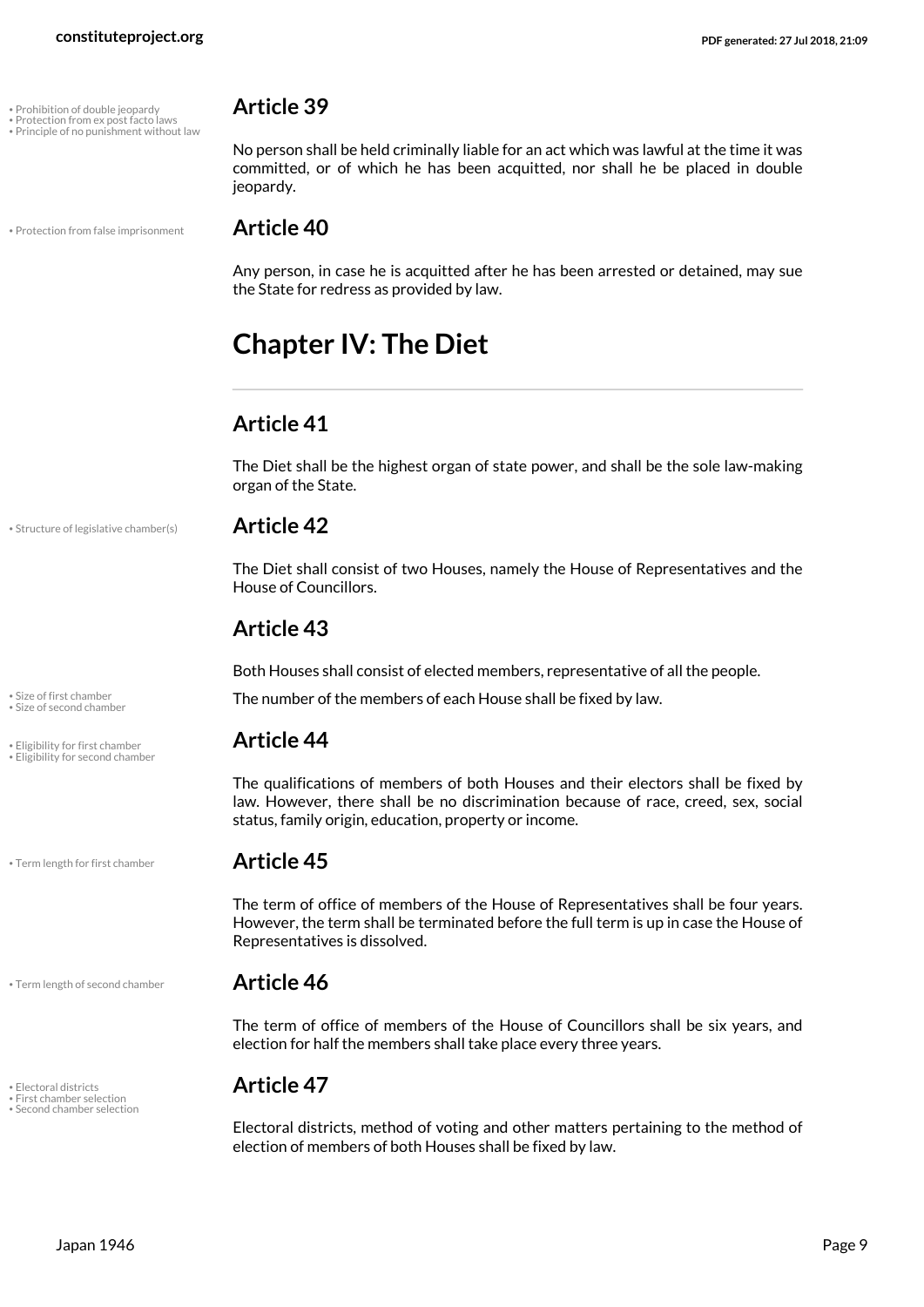- Prohibition of double jeopardy
- Protection from ex post facto laws
- Principle of no punishment without law

### Article 39

No person shall be held criminally liable for an act which was lawful at the time it was committed, or of which he has been acquitted, nor shall he be placed in double jeopardy.

- Protection from false imprisonment

### Article 40

Any person, in case he is acquitted after he has been arrested or detained, may sue the State for redress as provided by law.

## Chapter IV: The Diet

### Article 41

The Diet shall be the highest organ of state power, and shall be the sole law-making organ of the State.

- Structure of legislative chamber(s)

### Article 42

The Diet shall consist of two Houses, namely the House of Representatives and the House of Councillors.

### Article 43

Both Houses shall consist of elected members, representative of all the people.

- Size of first chamber
- Size of second chamber

The number of the members of each House shall be fixed by law.

- Eligibility for first chamber
- Eligibility for second chamber

### Article 44

The qualifications of members of both Houses and their electors shall be fixed by law. However, there shall be no discrimination because of race, creed, sex, social status, family origin, education, property or income.

- Term length for first chamber

### Article 45

The term of office of members of the House of Representatives shall be four years. However, the term shall be terminated before the full term is up in case the House of Representatives is dissolved.

- Term length of second chamber

### Article 46

The term of office of members of the House of Councillors shall be six years, and election for half the members shall take place every three years.

- Electoral districts
- First chamber selection
- Second chamber selection

### Article 47

Electoral districts, method of voting and other matters pertaining to the method of election of members of both Houses shall be fixed by law.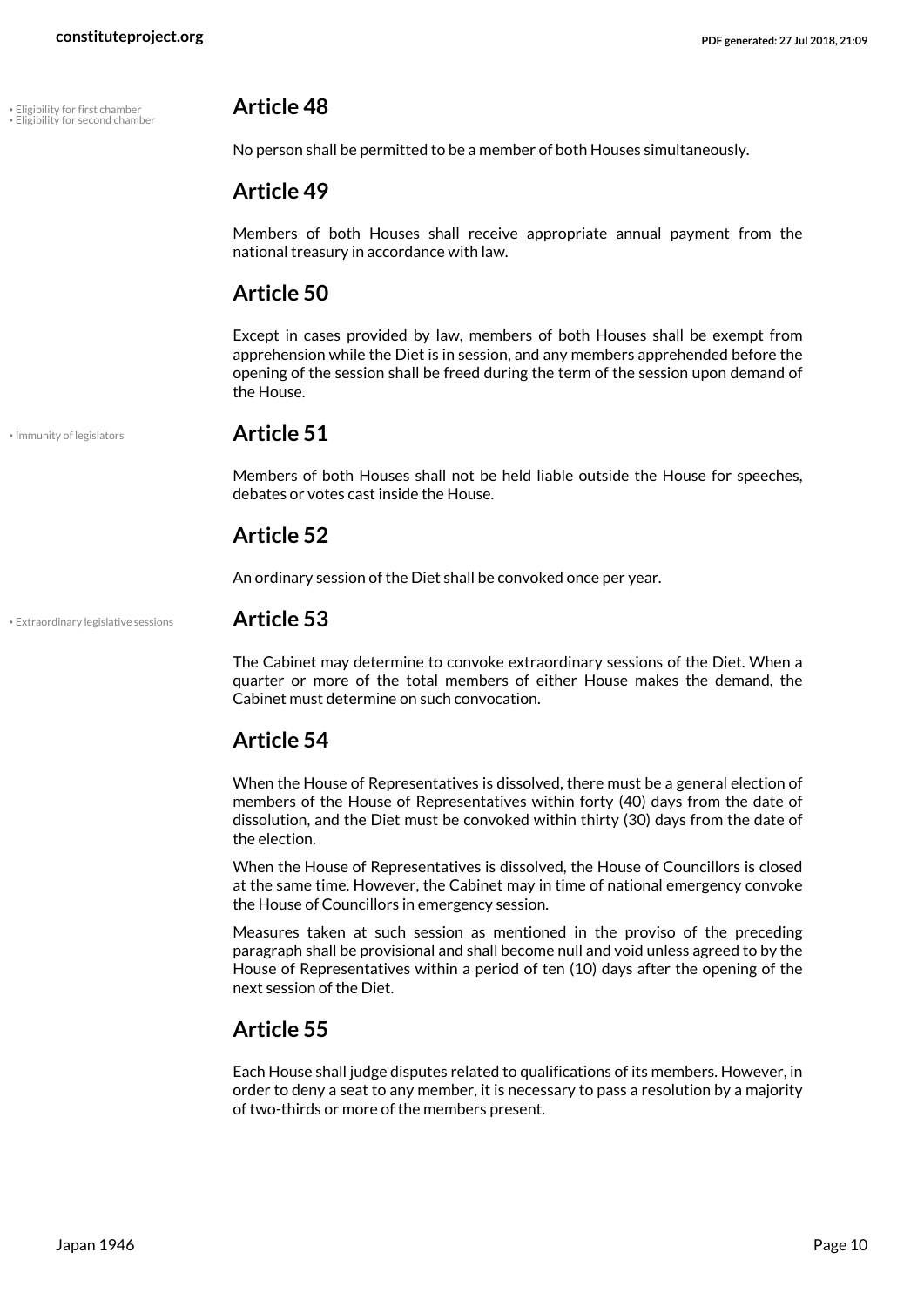## Article 48

No person shall be permitted to be a member of both Houses simultaneously.

## Article 49

Members of both Houses shall receive appropriate annual payment from the national treasury in accordance with law.

## Article 50

Except in cases provided by law, members of both Houses shall be exempt from apprehension while the Diet is in session, and any members apprehended before the opening of the session shall be freed during the term of the session upon demand of the House.

## Article 51

Members of both Houses shall not be held liable outside the House for speeches, debates or votes cast inside the House.

## Article 52

An ordinary session of the Diet shall be convoked once per year.

## Article 53

The Cabinet may determine to convoke extraordinary sessions of the Diet. When a quarter or more of the total members of either House makes the demand, the Cabinet must determine on such convocation.

## Article 54

When the House of Representatives is dissolved, there must be a general election of members of the House of Representatives within forty (40) days from the date of dissolution, and the Diet must be convoked within thirty (30) days from the date of the election.

When the House of Representatives is dissolved, the House of Councillors is closed at the same time. However, the Cabinet may in time of national emergency convoke the House of Councillors in emergency session.

Measures taken at such session as mentioned in the proviso of the preceding paragraph shall be provisional and shall become null and void unless agreed to by the House of Representatives within a period of ten (10) days after the opening of the next session of the Diet.

## Article 55

Each House shall judge disputes related to qualifications of its members. However, in order to deny a seat to any member, it is necessary to pass a resolution by a majority of two-thirds or more of the members present.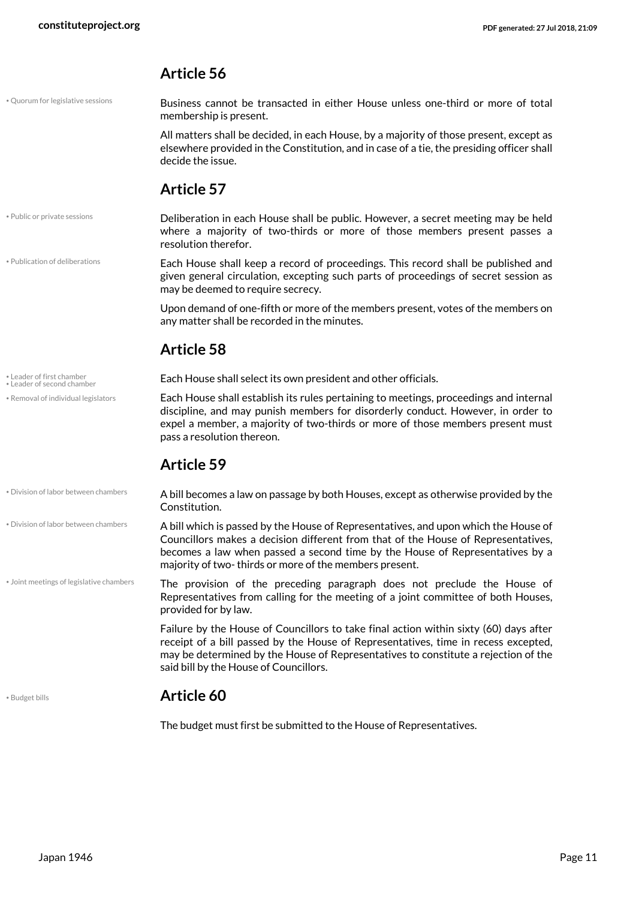## Article 56

• Quorum for legislative sessions

Business cannot be transacted in either House unless one-third or more of total membership is present.

All matters shall be decided, in each House, by a majority of those present, except as elsewhere provided in the Constitution, and in case of a tie, the presiding officer shall decide the issue.

## Article 57

• Public or private sessions

Deliberation in each House shall be public. However, a secret meeting may be held where a majority of two-thirds or more of those members present passes a resolution therefor.

• Publication of deliberations

Each House shall keep a record of proceedings. This record shall be published and given general circulation, excepting such parts of proceedings of secret session as may be deemed to require secrecy.

Upon demand of one-fifth or more of the members present, votes of the members on any matter shall be recorded in the minutes.

## Article 58

• Leader of first chamber
• Leader of second chamber

Each House shall select its own president and other officials.

• Removal of individual legislators

Each House shall establish its rules pertaining to meetings, proceedings and internal discipline, and may punish members for disorderly conduct. However, in order to expel a member, a majority of two-thirds or more of those members present must pass a resolution thereon.

## Article 59

• Division of labor between chambers

A bill becomes a law on passage by both Houses, except as otherwise provided by the Constitution.

• Division of labor between chambers

A bill which is passed by the House of Representatives, and upon which the House of Councillors makes a decision different from that of the House of Representatives, becomes a law when passed a second time by the House of Representatives by a majority of two- thirds or more of the members present.

• Joint meetings of legislative chambers

The provision of the preceding paragraph does not preclude the House of Representatives from calling for the meeting of a joint committee of both Houses, provided for by law.

Failure by the House of Councillors to take final action within sixty (60) days after receipt of a bill passed by the House of Representatives, time in recess excepted, may be determined by the House of Representatives to constitute a rejection of the said bill by the House of Councillors.

• Budget bills

## Article 60

The budget must first be submitted to the House of Representatives.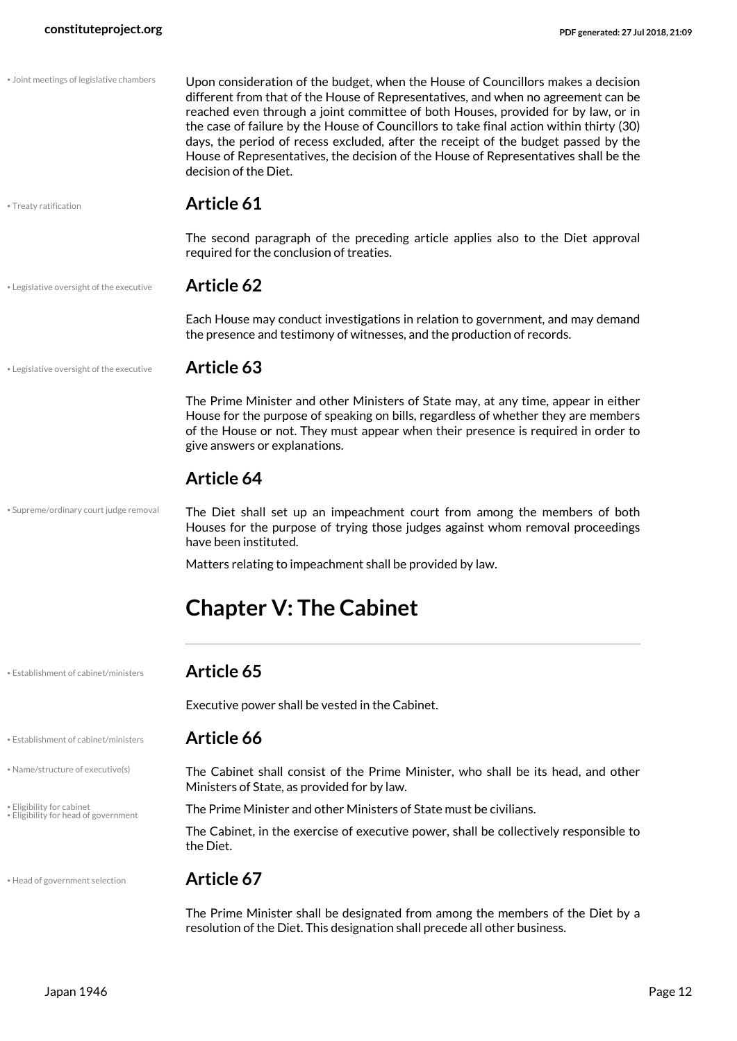Upon consideration of the budget, when the House of Councillors makes a decision different from that of the House of Representatives, and when no agreement can be reached even through a joint committee of both Houses, provided for by law, or in the case of failure by the House of Councillors to take final action within thirty (30) days, the period of recess excluded, after the receipt of the budget passed by the House of Representatives, the decision of the House of Representatives shall be the decision of the Diet.

### Article 61

The second paragraph of the preceding article applies also to the Diet approval required for the conclusion of treaties.

### Article 62

Each House may conduct investigations in relation to government, and may demand the presence and testimony of witnesses, and the production of records.

### Article 63

The Prime Minister and other Ministers of State may, at any time, appear in either House for the purpose of speaking on bills, regardless of whether they are members of the House or not. They must appear when their presence is required in order to give answers or explanations.

### Article 64

The Diet shall set up an impeachment court from among the members of both Houses for the purpose of trying those judges against whom removal proceedings have been instituted.

Matters relating to impeachment shall be provided by law.

## Chapter V: The Cabinet

### Article 65

Executive power shall be vested in the Cabinet.

### Article 66

The Cabinet shall consist of the Prime Minister, who shall be its head, and other Ministers of State, as provided for by law.

The Prime Minister and other Ministers of State must be civilians.

The Cabinet, in the exercise of executive power, shall be collectively responsible to the Diet.

### Article 67

The Prime Minister shall be designated from among the members of the Diet by a resolution of the Diet. This designation shall precede all other business.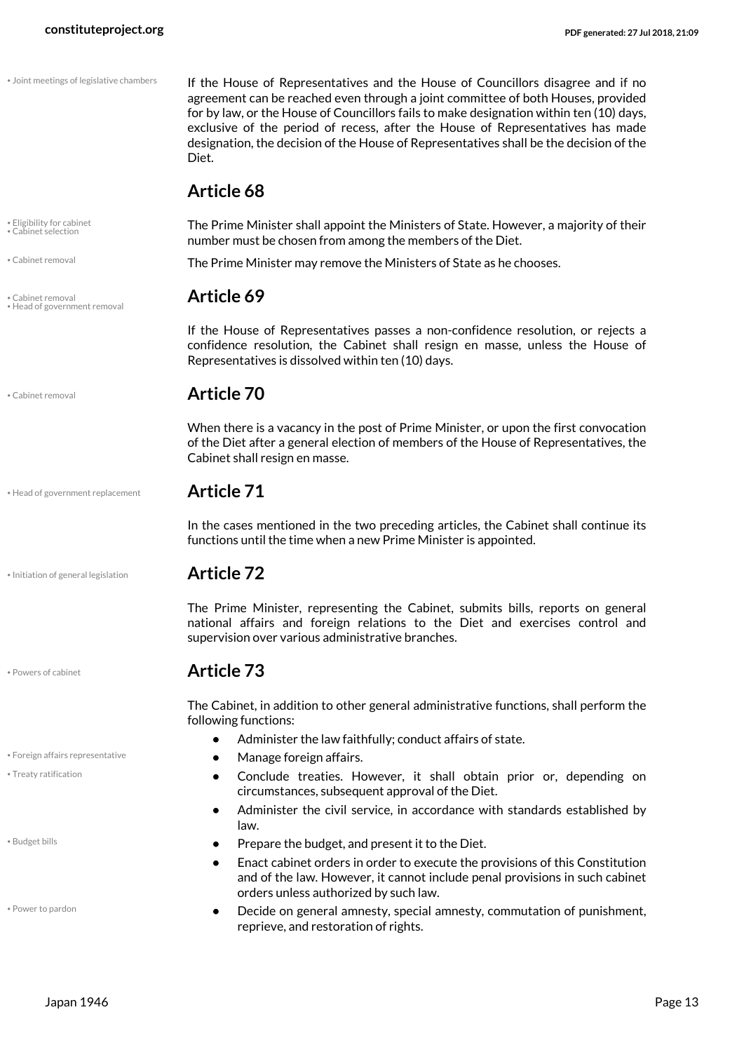If the House of Representatives and the House of Councillors disagree and if no agreement can be reached even through a joint committee of both Houses, provided for by law, or the House of Councillors fails to make designation within ten (10) days, exclusive of the period of recess, after the House of Representatives has made designation, the decision of the House of Representatives shall be the decision of the Diet.

## Article 68

The Prime Minister shall appoint the Ministers of State. However, a majority of their number must be chosen from among the members of the Diet.

The Prime Minister may remove the Ministers of State as he chooses.

## Article 69

If the House of Representatives passes a non-confidence resolution, or rejects a confidence resolution, the Cabinet shall resign en masse, unless the House of Representatives is dissolved within ten (10) days.

## Article 70

When there is a vacancy in the post of Prime Minister, or upon the first convocation of the Diet after a general election of members of the House of Representatives, the Cabinet shall resign en masse.

## Article 71

In the cases mentioned in the two preceding articles, the Cabinet shall continue its functions until the time when a new Prime Minister is appointed.

## Article 72

The Prime Minister, representing the Cabinet, submits bills, reports on general national affairs and foreign relations to the Diet and exercises control and supervision over various administrative branches.

## Article 73

The Cabinet, in addition to other general administrative functions, shall perform the following functions:

- Administer the law faithfully; conduct affairs of state.
- Manage foreign affairs.
- Conclude treaties. However, it shall obtain prior or, depending on circumstances, subsequent approval of the Diet.
- Administer the civil service, in accordance with standards established by law.
- Prepare the budget, and present it to the Diet.
- Enact cabinet orders in order to execute the provisions of this Constitution and of the law. However, it cannot include penal provisions in such cabinet orders unless authorized by such law.
- Decide on general amnesty, special amnesty, commutation of punishment, reprieve, and restoration of rights.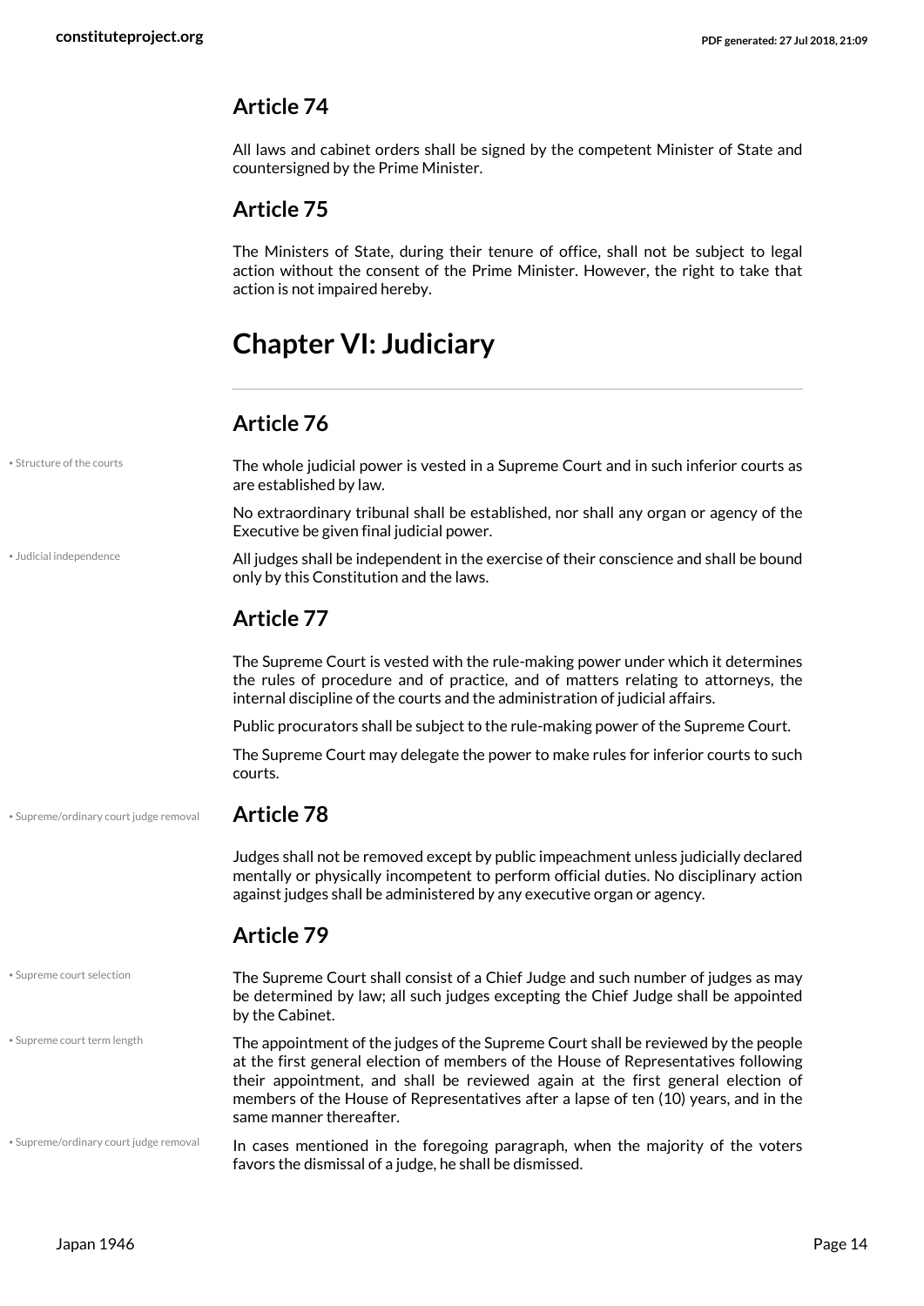## Article 74

All laws and cabinet orders shall be signed by the competent Minister of State and countersigned by the Prime Minister.

## Article 75

The Ministers of State, during their tenure of office, shall not be subject to legal action without the consent of the Prime Minister. However, the right to take that action is not impaired hereby.

# Chapter VI: Judiciary

## Article 76

• Structure of the courts

The whole judicial power is vested in a Supreme Court and in such inferior courts as are established by law.

No extraordinary tribunal shall be established, nor shall any organ or agency of the Executive be given final judicial power.

• Judicial independence

All judges shall be independent in the exercise of their conscience and shall be bound only by this Constitution and the laws.

## Article 77

The Supreme Court is vested with the rule-making power under which it determines the rules of procedure and of practice, and of matters relating to attorneys, the internal discipline of the courts and the administration of judicial affairs.

Public procurators shall be subject to the rule-making power of the Supreme Court.

The Supreme Court may delegate the power to make rules for inferior courts to such courts.

• Supreme/ordinary court judge removal

## Article 78

Judges shall not be removed except by public impeachment unless judicially declared mentally or physically incompetent to perform official duties. No disciplinary action against judges shall be administered by any executive organ or agency.

## Article 79

• Supreme court selection

The Supreme Court shall consist of a Chief Judge and such number of judges as may be determined by law; all such judges excepting the Chief Judge shall be appointed by the Cabinet.

• Supreme court term length

The appointment of the judges of the Supreme Court shall be reviewed by the people at the first general election of members of the House of Representatives following their appointment, and shall be reviewed again at the first general election of members of the House of Representatives after a lapse of ten (10) years, and in the same manner thereafter.

• Supreme/ordinary court judge removal

In cases mentioned in the foregoing paragraph, when the majority of the voters favors the dismissal of a judge, he shall be dismissed.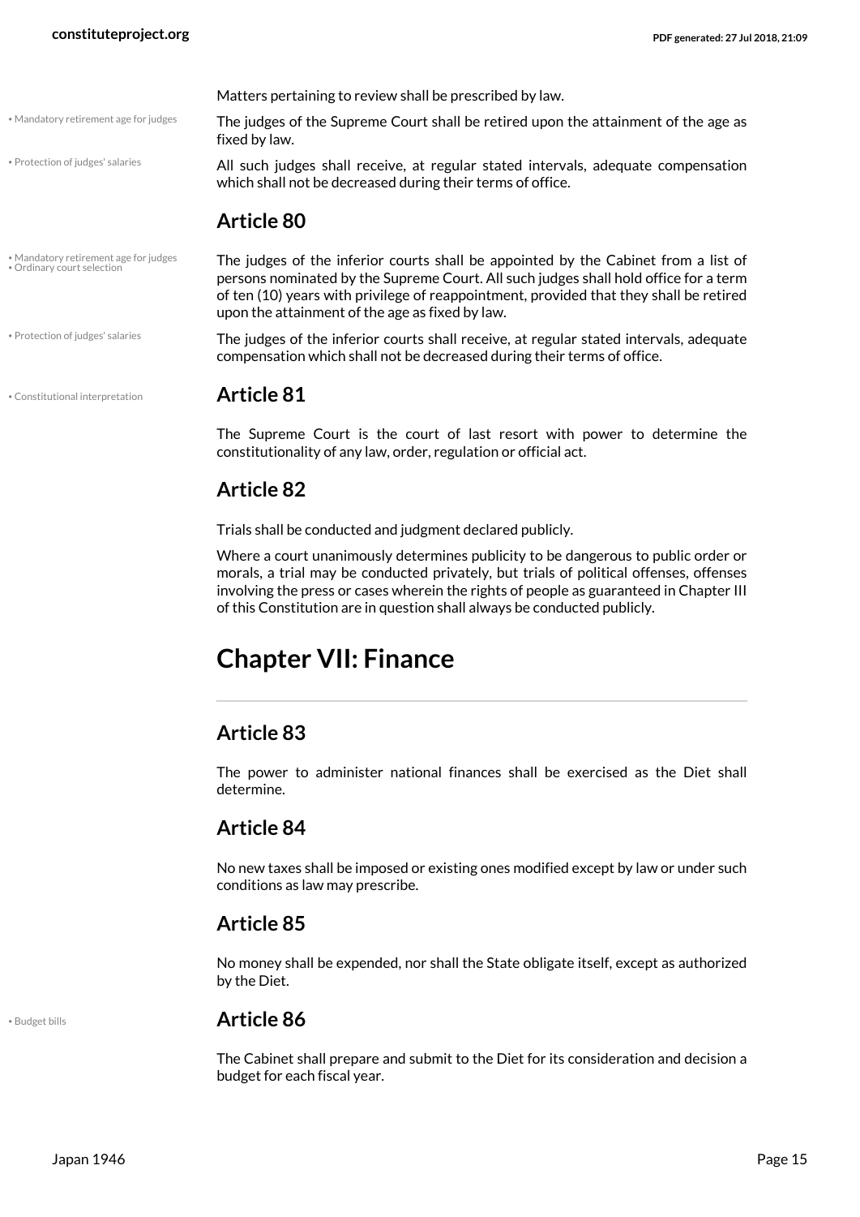Matters pertaining to review shall be prescribed by law.

- Mandatory retirement age for judges

The judges of the Supreme Court shall be retired upon the attainment of the age as fixed by law.

- Protection of judges' salaries

All such judges shall receive, at regular stated intervals, adequate compensation which shall not be decreased during their terms of office.

## Article 80

- Mandatory retirement age for judges
- Ordinary court selection

The judges of the inferior courts shall be appointed by the Cabinet from a list of persons nominated by the Supreme Court. All such judges shall hold office for a term of ten (10) years with privilege of reappointment, provided that they shall be retired upon the attainment of the age as fixed by law.

- Protection of judges' salaries

The judges of the inferior courts shall receive, at regular stated intervals, adequate compensation which shall not be decreased during their terms of office.

- Constitutional interpretation

## Article 81

The Supreme Court is the court of last resort with power to determine the constitutionality of any law, order, regulation or official act.

## Article 82

Trials shall be conducted and judgment declared publicly.

Where a court unanimously determines publicity to be dangerous to public order or morals, a trial may be conducted privately, but trials of political offenses, offenses involving the press or cases wherein the rights of people as guaranteed in Chapter III of this Constitution are in question shall always be conducted publicly.

# Chapter VII: Finance

## Article 83

The power to administer national finances shall be exercised as the Diet shall determine.

## Article 84

No new taxes shall be imposed or existing ones modified except by law or under such conditions as law may prescribe.

## Article 85

No money shall be expended, nor shall the State obligate itself, except as authorized by the Diet.

- Budget bills

## Article 86

The Cabinet shall prepare and submit to the Diet for its consideration and decision a budget for each fiscal year.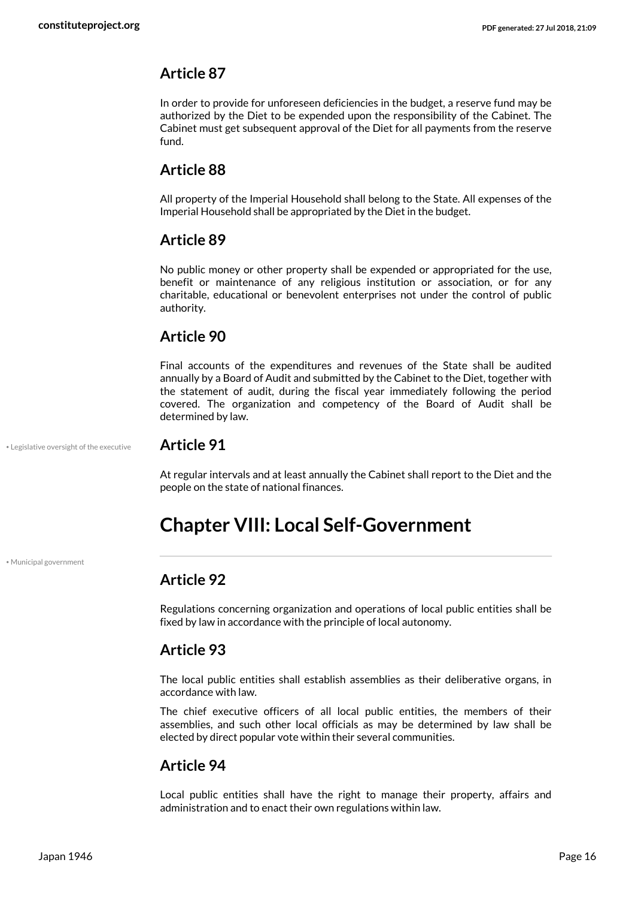## Article 87

In order to provide for unforeseen deficiencies in the budget, a reserve fund may be authorized by the Diet to be expended upon the responsibility of the Cabinet. The Cabinet must get subsequent approval of the Diet for all payments from the reserve fund.

## Article 88

All property of the Imperial Household shall belong to the State. All expenses of the Imperial Household shall be appropriated by the Diet in the budget.

## Article 89

No public money or other property shall be expended or appropriated for the use, benefit or maintenance of any religious institution or association, or for any charitable, educational or benevolent enterprises not under the control of public authority.

## Article 90

Final accounts of the expenditures and revenues of the State shall be audited annually by a Board of Audit and submitted by the Cabinet to the Diet, together with the statement of audit, during the fiscal year immediately following the period covered. The organization and competency of the Board of Audit shall be determined by law.

• Legislative oversight of the executive

## Article 91

At regular intervals and at least annually the Cabinet shall report to the Diet and the people on the state of national finances.

# Chapter VIII: Local Self-Government

• Municipal government

## Article 92

Regulations concerning organization and operations of local public entities shall be fixed by law in accordance with the principle of local autonomy.

## Article 93

The local public entities shall establish assemblies as their deliberative organs, in accordance with law.

The chief executive officers of all local public entities, the members of their assemblies, and such other local officials as may be determined by law shall be elected by direct popular vote within their several communities.

## Article 94

Local public entities shall have the right to manage their property, affairs and administration and to enact their own regulations within law.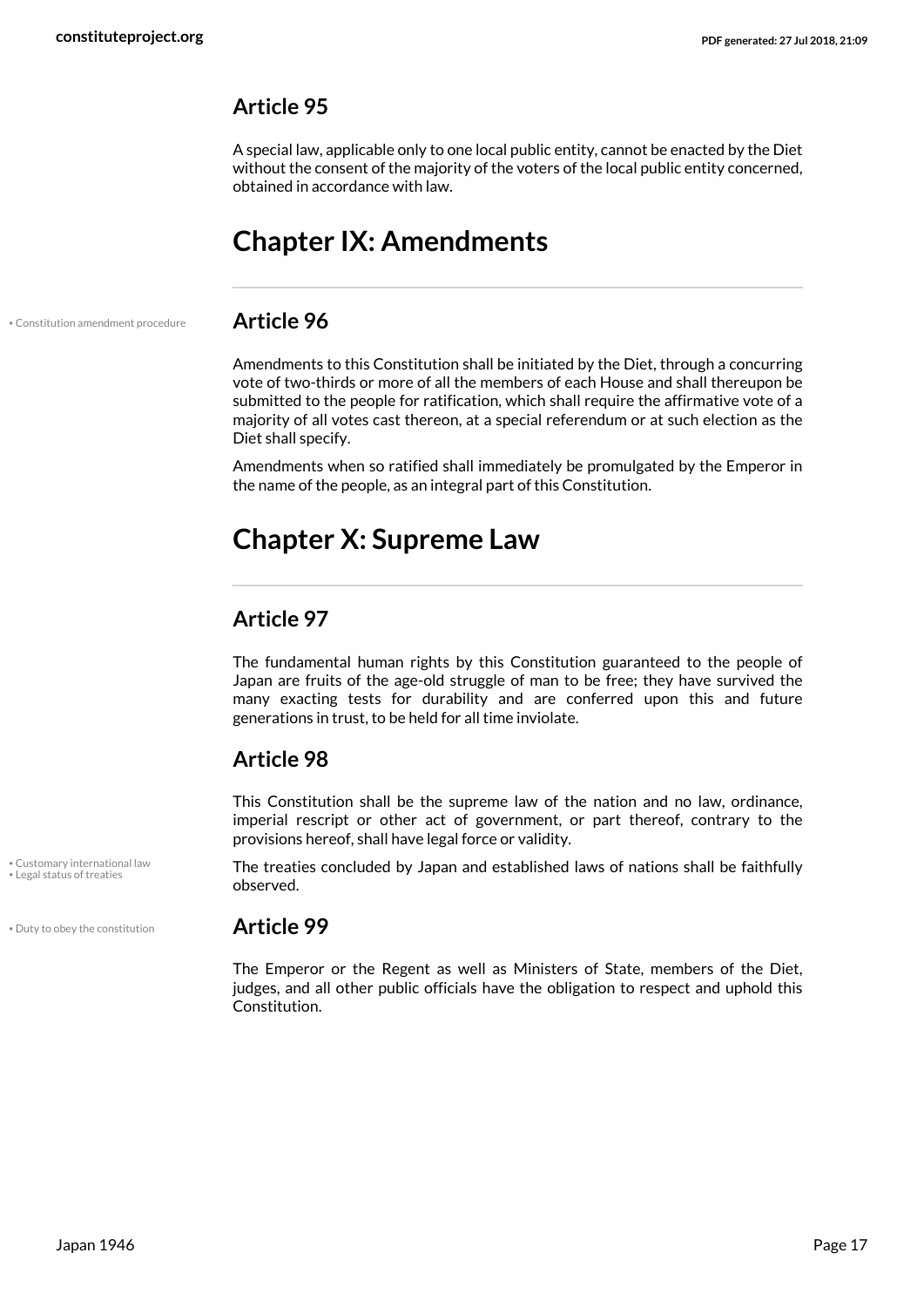### Article 95

A special law, applicable only to one local public entity, cannot be enacted by the Diet without the consent of the majority of the voters of the local public entity concerned, obtained in accordance with law.

## Chapter IX: Amendments

• Constitution amendment procedure

### Article 96

Amendments to this Constitution shall be initiated by the Diet, through a concurring vote of two-thirds or more of all the members of each House and shall thereupon be submitted to the people for ratification, which shall require the affirmative vote of a majority of all votes cast thereon, at a special referendum or at such election as the Diet shall specify.

Amendments when so ratified shall immediately be promulgated by the Emperor in the name of the people, as an integral part of this Constitution.

## Chapter X: Supreme Law

### Article 97

The fundamental human rights by this Constitution guaranteed to the people of Japan are fruits of the age-old struggle of man to be free; they have survived the many exacting tests for durability and are conferred upon this and future generations in trust, to be held for all time inviolate.

### Article 98

This Constitution shall be the supreme law of the nation and no law, ordinance, imperial rescript or other act of government, or part thereof, contrary to the provisions hereof, shall have legal force or validity.

• Customary international law
• Legal status of treaties

The treaties concluded by Japan and established laws of nations shall be faithfully observed.

• Duty to obey the constitution

### Article 99

The Emperor or the Regent as well as Ministers of State, members of the Diet, judges, and all other public officials have the obligation to respect and uphold this Constitution.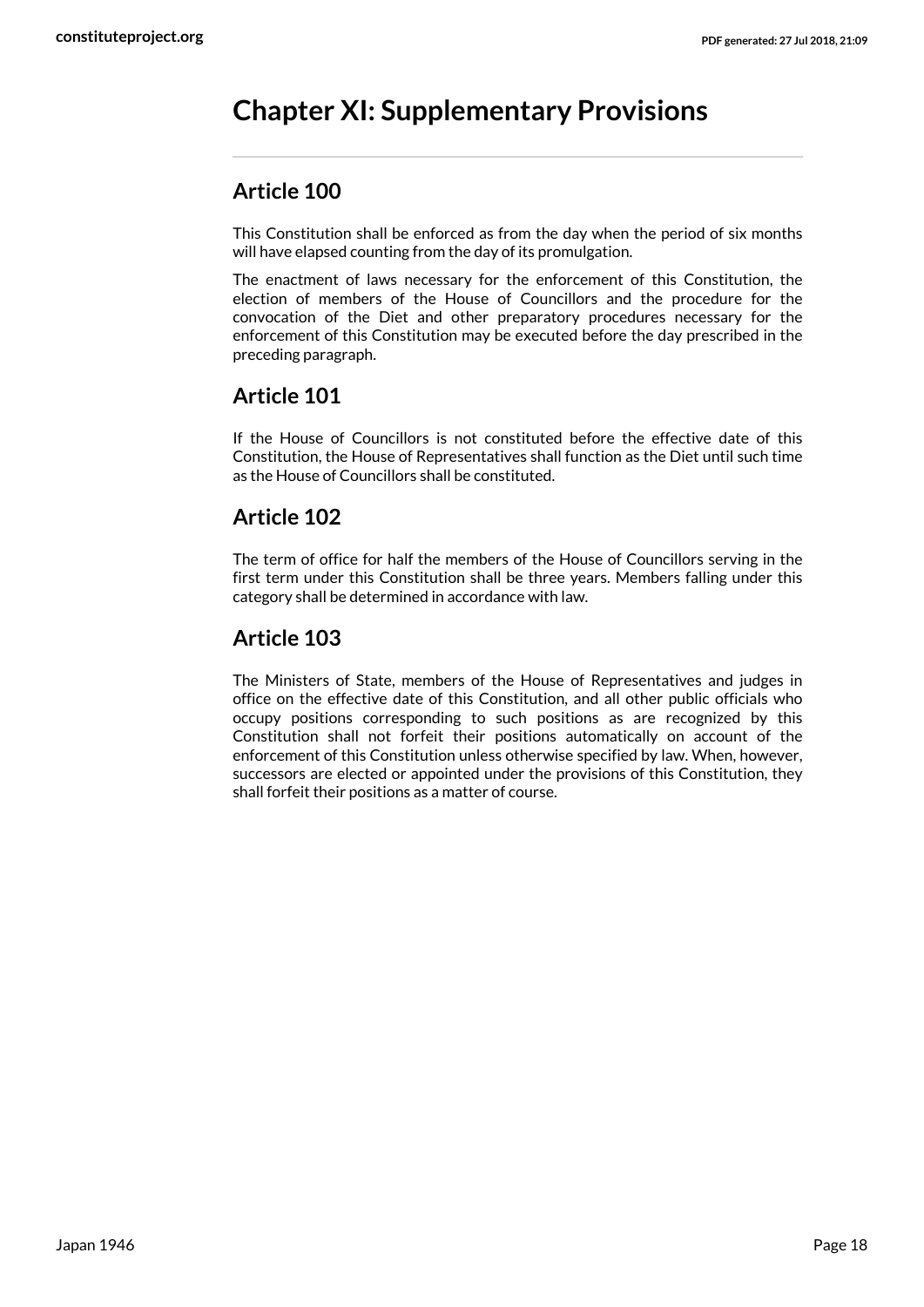# Chapter XI: Supplementary Provisions

## Article 100

This Constitution shall be enforced as from the day when the period of six months will have elapsed counting from the day of its promulgation.

The enactment of laws necessary for the enforcement of this Constitution, the election of members of the House of Councillors and the procedure for the convocation of the Diet and other preparatory procedures necessary for the enforcement of this Constitution may be executed before the day prescribed in the preceding paragraph.

## Article 101

If the House of Councillors is not constituted before the effective date of this Constitution, the House of Representatives shall function as the Diet until such time as the House of Councillors shall be constituted.

## Article 102

The term of office for half the members of the House of Councillors serving in the first term under this Constitution shall be three years. Members falling under this category shall be determined in accordance with law.

## Article 103

The Ministers of State, members of the House of Representatives and judges in office on the effective date of this Constitution, and all other public officials who occupy positions corresponding to such positions as are recognized by this Constitution shall not forfeit their positions automatically on account of the enforcement of this Constitution unless otherwise specified by law. When, however, successors are elected or appointed under the provisions of this Constitution, they shall forfeit their positions as a matter of course.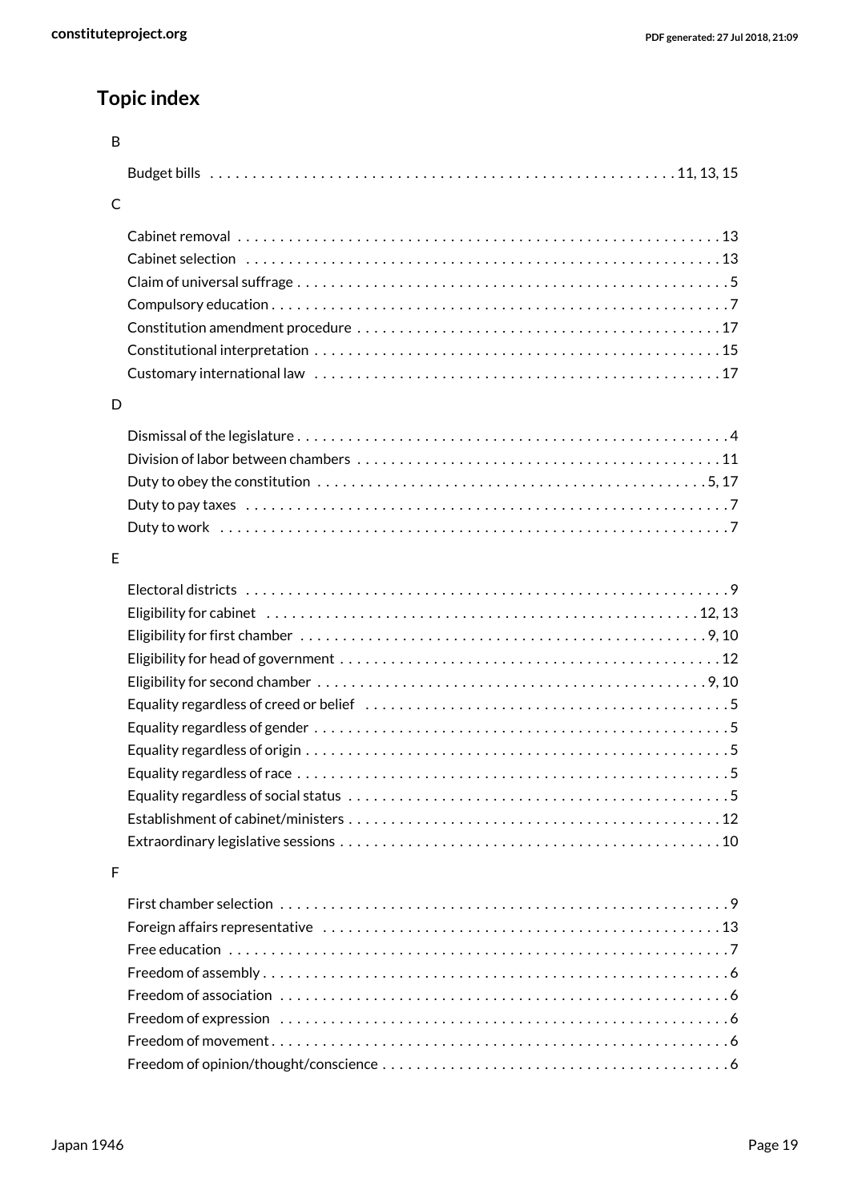## Topic index

B

Budget bills . . . . . . . . . . . . . . . . . . . . . . . . . . . . . . . . . . . . . . . . . . . . . . . . . . . . . 11, 13, 15

C

Cabinet removal . . . . . . . . . . . . . . . . . . . . . . . . . . . . . . . . . . . . . . . . . . . . . . . . . . . . . . 13
Cabinet selection . . . . . . . . . . . . . . . . . . . . . . . . . . . . . . . . . . . . . . . . . . . . . . . . . . . . . 13
Claim of universal suffrage . . . . . . . . . . . . . . . . . . . . . . . . . . . . . . . . . . . . . . . . . . . . . . . . . 5
Compulsory education . . . . . . . . . . . . . . . . . . . . . . . . . . . . . . . . . . . . . . . . . . . . . . . . . . . . 7
Constitution amendment procedure . . . . . . . . . . . . . . . . . . . . . . . . . . . . . . . . . . . . . . . . . 17
Constitutional interpretation . . . . . . . . . . . . . . . . . . . . . . . . . . . . . . . . . . . . . . . . . . . . . . 15
Customary international law . . . . . . . . . . . . . . . . . . . . . . . . . . . . . . . . . . . . . . . . . . . . . . 17

D

Dismissal of the legislature . . . . . . . . . . . . . . . . . . . . . . . . . . . . . . . . . . . . . . . . . . . . . . . . . 4
Division of labor between chambers . . . . . . . . . . . . . . . . . . . . . . . . . . . . . . . . . . . . . . . . . 11
Duty to obey the constitution . . . . . . . . . . . . . . . . . . . . . . . . . . . . . . . . . . . . . . . . . . . . . 5, 17
Duty to pay taxes . . . . . . . . . . . . . . . . . . . . . . . . . . . . . . . . . . . . . . . . . . . . . . . . . . . . . . . . 7
Duty to work . . . . . . . . . . . . . . . . . . . . . . . . . . . . . . . . . . . . . . . . . . . . . . . . . . . . . . . . . . . 7

E

Electoral districts . . . . . . . . . . . . . . . . . . . . . . . . . . . . . . . . . . . . . . . . . . . . . . . . . . . . . . . 9
Eligibility for cabinet . . . . . . . . . . . . . . . . . . . . . . . . . . . . . . . . . . . . . . . . . . . . . . . . . . . 12, 13
Eligibility for first chamber . . . . . . . . . . . . . . . . . . . . . . . . . . . . . . . . . . . . . . . . . . . . . . . 9, 10
Eligibility for head of government . . . . . . . . . . . . . . . . . . . . . . . . . . . . . . . . . . . . . . . . . . . 12
Eligibility for second chamber . . . . . . . . . . . . . . . . . . . . . . . . . . . . . . . . . . . . . . . . . . . . . 9, 10
Equality regardless of creed or belief . . . . . . . . . . . . . . . . . . . . . . . . . . . . . . . . . . . . . . . . . 5
Equality regardless of gender . . . . . . . . . . . . . . . . . . . . . . . . . . . . . . . . . . . . . . . . . . . . . . . 5
Equality regardless of origin . . . . . . . . . . . . . . . . . . . . . . . . . . . . . . . . . . . . . . . . . . . . . . . . 5
Equality regardless of race . . . . . . . . . . . . . . . . . . . . . . . . . . . . . . . . . . . . . . . . . . . . . . . . . 5
Equality regardless of social status . . . . . . . . . . . . . . . . . . . . . . . . . . . . . . . . . . . . . . . . . . . 5
Establishment of cabinet/ministers . . . . . . . . . . . . . . . . . . . . . . . . . . . . . . . . . . . . . . . . . . 12
Extraordinary legislative sessions . . . . . . . . . . . . . . . . . . . . . . . . . . . . . . . . . . . . . . . . . . . 10

F

First chamber selection . . . . . . . . . . . . . . . . . . . . . . . . . . . . . . . . . . . . . . . . . . . . . . . . . . . 9
Foreign affairs representative . . . . . . . . . . . . . . . . . . . . . . . . . . . . . . . . . . . . . . . . . . . . . . 13
Free education . . . . . . . . . . . . . . . . . . . . . . . . . . . . . . . . . . . . . . . . . . . . . . . . . . . . . . . . . 7
Freedom of assembly . . . . . . . . . . . . . . . . . . . . . . . . . . . . . . . . . . . . . . . . . . . . . . . . . . . . 6
Freedom of association . . . . . . . . . . . . . . . . . . . . . . . . . . . . . . . . . . . . . . . . . . . . . . . . . . . 6
Freedom of expression . . . . . . . . . . . . . . . . . . . . . . . . . . . . . . . . . . . . . . . . . . . . . . . . . . . 6
Freedom of movement . . . . . . . . . . . . . . . . . . . . . . . . . . . . . . . . . . . . . . . . . . . . . . . . . . . . 6
Freedom of opinion/thought/conscience . . . . . . . . . . . . . . . . . . . . . . . . . . . . . . . . . . . . . . . 6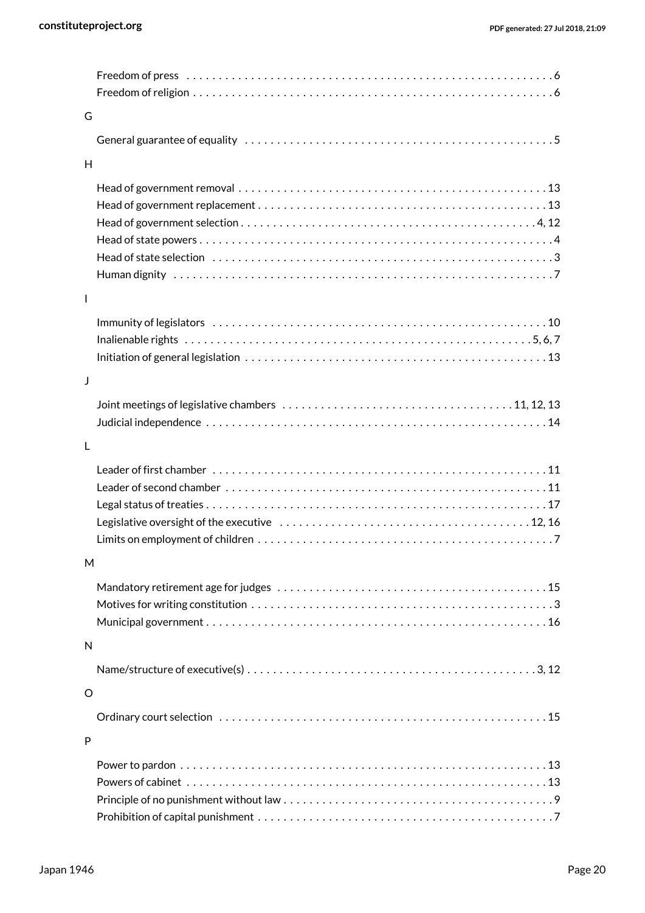Freedom of press . . . . . . . . . . . . . . . . . . . . . . . . . . . . . . . . . . . . . . . . . . . . . . . . . . . . . . . 6
Freedom of religion . . . . . . . . . . . . . . . . . . . . . . . . . . . . . . . . . . . . . . . . . . . . . . . . . . . . . . 6

G

General guarantee of equality . . . . . . . . . . . . . . . . . . . . . . . . . . . . . . . . . . . . . . . . . . . . . . 5

H

Head of government removal . . . . . . . . . . . . . . . . . . . . . . . . . . . . . . . . . . . . . . . . . . . . . . 13
Head of government replacement . . . . . . . . . . . . . . . . . . . . . . . . . . . . . . . . . . . . . . . . . . . 13
Head of government selection . . . . . . . . . . . . . . . . . . . . . . . . . . . . . . . . . . . . . . . . . . . . 4, 12
Head of state powers . . . . . . . . . . . . . . . . . . . . . . . . . . . . . . . . . . . . . . . . . . . . . . . . . . . . . 4
Head of state selection . . . . . . . . . . . . . . . . . . . . . . . . . . . . . . . . . . . . . . . . . . . . . . . . . . . . 3
Human dignity . . . . . . . . . . . . . . . . . . . . . . . . . . . . . . . . . . . . . . . . . . . . . . . . . . . . . . . . . . 7

I

Immunity of legislators . . . . . . . . . . . . . . . . . . . . . . . . . . . . . . . . . . . . . . . . . . . . . . . . . . . 10
Inalienable rights . . . . . . . . . . . . . . . . . . . . . . . . . . . . . . . . . . . . . . . . . . . . . . . . . . . . . 5, 6, 7
Initiation of general legislation . . . . . . . . . . . . . . . . . . . . . . . . . . . . . . . . . . . . . . . . . . . . . . 13

J

Joint meetings of legislative chambers . . . . . . . . . . . . . . . . . . . . . . . . . . . . . . . . . . . 11, 12, 13
Judicial independence . . . . . . . . . . . . . . . . . . . . . . . . . . . . . . . . . . . . . . . . . . . . . . . . . . . . 14

L

Leader of first chamber . . . . . . . . . . . . . . . . . . . . . . . . . . . . . . . . . . . . . . . . . . . . . . . . . . . 11
Leader of second chamber . . . . . . . . . . . . . . . . . . . . . . . . . . . . . . . . . . . . . . . . . . . . . . . . . 11
Legal status of treaties . . . . . . . . . . . . . . . . . . . . . . . . . . . . . . . . . . . . . . . . . . . . . . . . . . . . 17
Legislative oversight of the executive . . . . . . . . . . . . . . . . . . . . . . . . . . . . . . . . . . . . . . 12, 16
Limits on employment of children . . . . . . . . . . . . . . . . . . . . . . . . . . . . . . . . . . . . . . . . . . . . . 7

M

Mandatory retirement age for judges . . . . . . . . . . . . . . . . . . . . . . . . . . . . . . . . . . . . . . . . . . 15
Motives for writing constitution . . . . . . . . . . . . . . . . . . . . . . . . . . . . . . . . . . . . . . . . . . . . . . 3
Municipal government . . . . . . . . . . . . . . . . . . . . . . . . . . . . . . . . . . . . . . . . . . . . . . . . . . . . 16

N

Name/structure of executive(s) . . . . . . . . . . . . . . . . . . . . . . . . . . . . . . . . . . . . . . . . . . . . 3, 12

O

Ordinary court selection . . . . . . . . . . . . . . . . . . . . . . . . . . . . . . . . . . . . . . . . . . . . . . . . . . . 15

P

Power to pardon . . . . . . . . . . . . . . . . . . . . . . . . . . . . . . . . . . . . . . . . . . . . . . . . . . . . . . . . 13
Powers of cabinet . . . . . . . . . . . . . . . . . . . . . . . . . . . . . . . . . . . . . . . . . . . . . . . . . . . . . . . 13
Principle of no punishment without law . . . . . . . . . . . . . . . . . . . . . . . . . . . . . . . . . . . . . . . . 9
Prohibition of capital punishment . . . . . . . . . . . . . . . . . . . . . . . . . . . . . . . . . . . . . . . . . . . . 7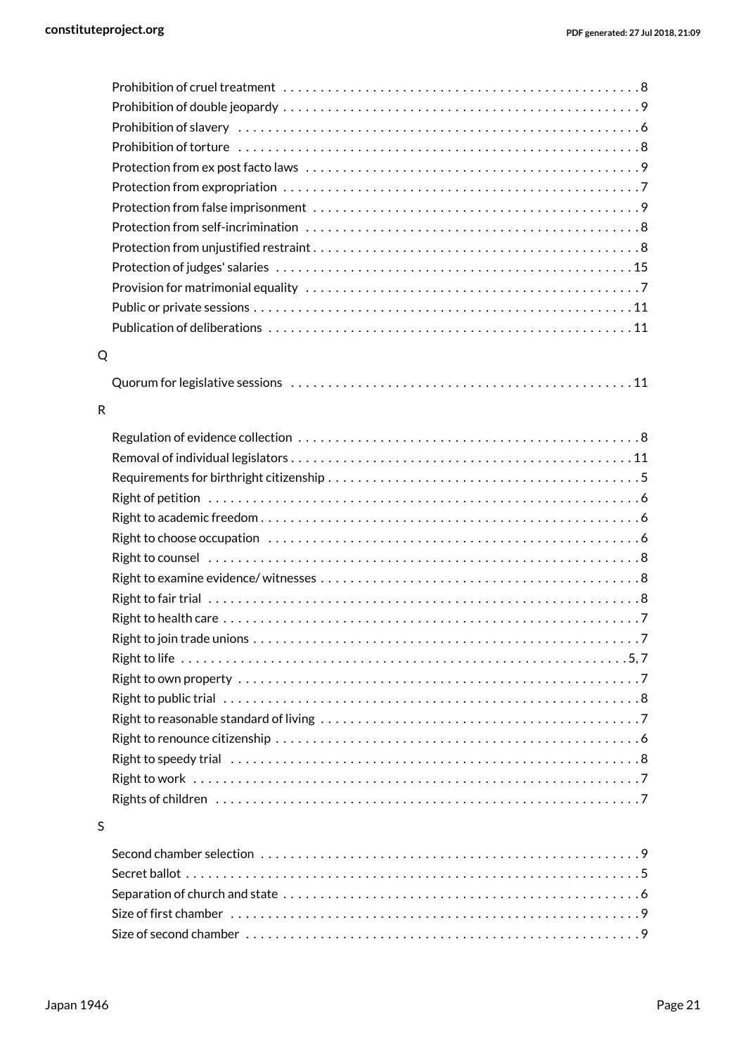Prohibition of cruel treatment . . . . . . . . . . . . . . . . . . . . . . . . . . . . . . . . . . . . . . . . . . . . . . . . 8
Prohibition of double jeopardy . . . . . . . . . . . . . . . . . . . . . . . . . . . . . . . . . . . . . . . . . . . . . . . . 9
Prohibition of slavery . . . . . . . . . . . . . . . . . . . . . . . . . . . . . . . . . . . . . . . . . . . . . . . . . . . . . . 6
Prohibition of torture . . . . . . . . . . . . . . . . . . . . . . . . . . . . . . . . . . . . . . . . . . . . . . . . . . . . . . 8
Protection from ex post facto laws . . . . . . . . . . . . . . . . . . . . . . . . . . . . . . . . . . . . . . . . . . . . . 9
Protection from expropriation . . . . . . . . . . . . . . . . . . . . . . . . . . . . . . . . . . . . . . . . . . . . . . . . 7
Protection from false imprisonment . . . . . . . . . . . . . . . . . . . . . . . . . . . . . . . . . . . . . . . . . . . . 9
Protection from self-incrimination . . . . . . . . . . . . . . . . . . . . . . . . . . . . . . . . . . . . . . . . . . . . . 8
Protection from unjustified restraint . . . . . . . . . . . . . . . . . . . . . . . . . . . . . . . . . . . . . . . . . . . . 8
Protection of judges' salaries . . . . . . . . . . . . . . . . . . . . . . . . . . . . . . . . . . . . . . . . . . . . . . . . 15
Provision for matrimonial equality . . . . . . . . . . . . . . . . . . . . . . . . . . . . . . . . . . . . . . . . . . . . . 7
Public or private sessions . . . . . . . . . . . . . . . . . . . . . . . . . . . . . . . . . . . . . . . . . . . . . . . . . . . 11
Publication of deliberations . . . . . . . . . . . . . . . . . . . . . . . . . . . . . . . . . . . . . . . . . . . . . . . . . 11

Q

Quorum for legislative sessions . . . . . . . . . . . . . . . . . . . . . . . . . . . . . . . . . . . . . . . . . . . . . . 11

R

Regulation of evidence collection . . . . . . . . . . . . . . . . . . . . . . . . . . . . . . . . . . . . . . . . . . . . . . 8
Removal of individual legislators . . . . . . . . . . . . . . . . . . . . . . . . . . . . . . . . . . . . . . . . . . . . . . 11
Requirements for birthright citizenship . . . . . . . . . . . . . . . . . . . . . . . . . . . . . . . . . . . . . . . . . . 5
Right of petition . . . . . . . . . . . . . . . . . . . . . . . . . . . . . . . . . . . . . . . . . . . . . . . . . . . . . . . . . . . 6
Right to academic freedom . . . . . . . . . . . . . . . . . . . . . . . . . . . . . . . . . . . . . . . . . . . . . . . . . . . 6
Right to choose occupation . . . . . . . . . . . . . . . . . . . . . . . . . . . . . . . . . . . . . . . . . . . . . . . . . . 6
Right to counsel . . . . . . . . . . . . . . . . . . . . . . . . . . . . . . . . . . . . . . . . . . . . . . . . . . . . . . . . . . . 8
Right to examine evidence/ witnesses . . . . . . . . . . . . . . . . . . . . . . . . . . . . . . . . . . . . . . . . . . . 8
Right to fair trial . . . . . . . . . . . . . . . . . . . . . . . . . . . . . . . . . . . . . . . . . . . . . . . . . . . . . . . . . . . 8
Right to health care . . . . . . . . . . . . . . . . . . . . . . . . . . . . . . . . . . . . . . . . . . . . . . . . . . . . . . . . 7
Right to join trade unions . . . . . . . . . . . . . . . . . . . . . . . . . . . . . . . . . . . . . . . . . . . . . . . . . . . . 7
Right to life . . . . . . . . . . . . . . . . . . . . . . . . . . . . . . . . . . . . . . . . . . . . . . . . . . . . . . . . . . . . . 5, 7
Right to own property . . . . . . . . . . . . . . . . . . . . . . . . . . . . . . . . . . . . . . . . . . . . . . . . . . . . . . . 7
Right to public trial . . . . . . . . . . . . . . . . . . . . . . . . . . . . . . . . . . . . . . . . . . . . . . . . . . . . . . . . . 8
Right to reasonable standard of living . . . . . . . . . . . . . . . . . . . . . . . . . . . . . . . . . . . . . . . . . . . 7
Right to renounce citizenship . . . . . . . . . . . . . . . . . . . . . . . . . . . . . . . . . . . . . . . . . . . . . . . . . 6
Right to speedy trial . . . . . . . . . . . . . . . . . . . . . . . . . . . . . . . . . . . . . . . . . . . . . . . . . . . . . . . . 8
Right to work . . . . . . . . . . . . . . . . . . . . . . . . . . . . . . . . . . . . . . . . . . . . . . . . . . . . . . . . . . . . . 7
Rights of children . . . . . . . . . . . . . . . . . . . . . . . . . . . . . . . . . . . . . . . . . . . . . . . . . . . . . . . . . . 7

S

Second chamber selection . . . . . . . . . . . . . . . . . . . . . . . . . . . . . . . . . . . . . . . . . . . . . . . . . . . 9
Secret ballot . . . . . . . . . . . . . . . . . . . . . . . . . . . . . . . . . . . . . . . . . . . . . . . . . . . . . . . . . . . . . 5
Separation of church and state . . . . . . . . . . . . . . . . . . . . . . . . . . . . . . . . . . . . . . . . . . . . . . . . 6
Size of first chamber . . . . . . . . . . . . . . . . . . . . . . . . . . . . . . . . . . . . . . . . . . . . . . . . . . . . . . . 9
Size of second chamber . . . . . . . . . . . . . . . . . . . . . . . . . . . . . . . . . . . . . . . . . . . . . . . . . . . . . 9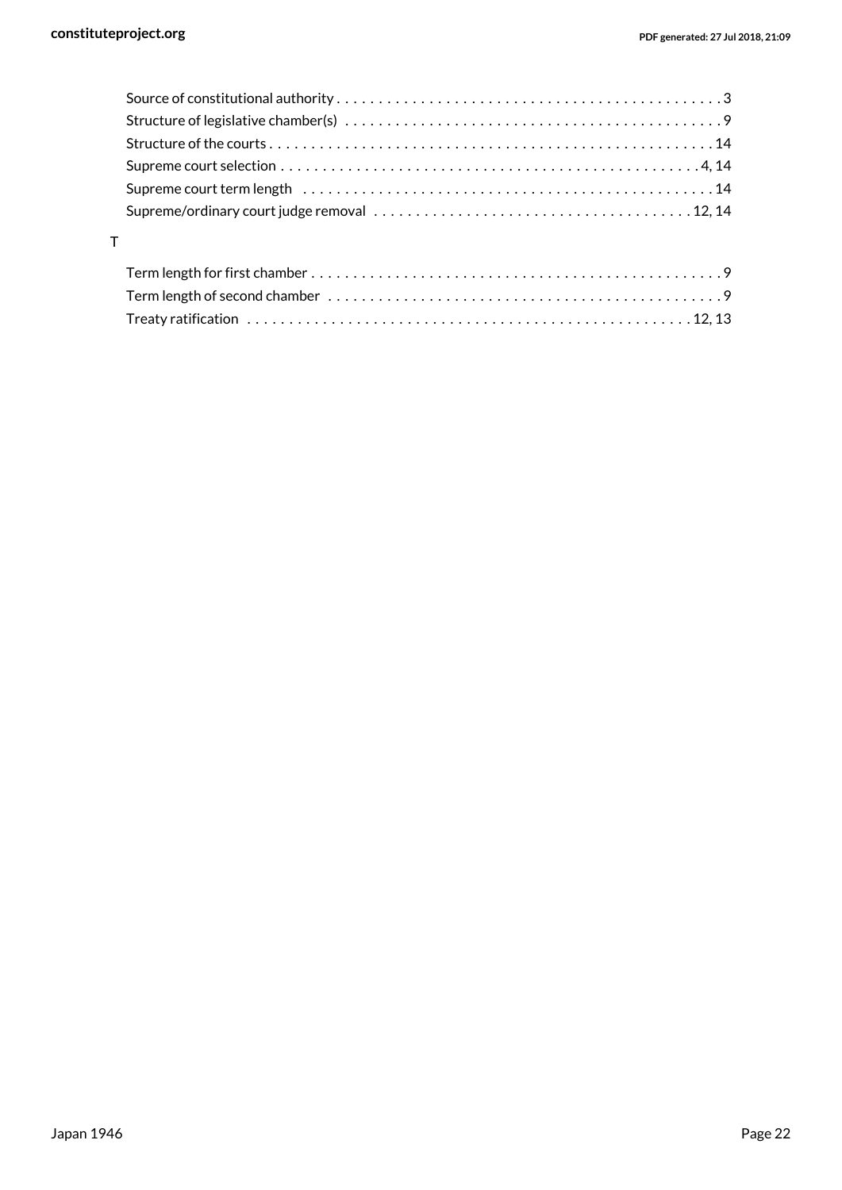Source of constitutional authority . . . . . . . . . . . . . . . . . . . . . . . . . . . . . . . . . . . . . . . . . . . . . . 3
Structure of legislative chamber(s) . . . . . . . . . . . . . . . . . . . . . . . . . . . . . . . . . . . . . . . . . . . . . 9
Structure of the courts . . . . . . . . . . . . . . . . . . . . . . . . . . . . . . . . . . . . . . . . . . . . . . . . . . . . . 14
Supreme court selection . . . . . . . . . . . . . . . . . . . . . . . . . . . . . . . . . . . . . . . . . . . . . . . . . 4, 14
Supreme court term length . . . . . . . . . . . . . . . . . . . . . . . . . . . . . . . . . . . . . . . . . . . . . . . . . 14
Supreme/ordinary court judge removal . . . . . . . . . . . . . . . . . . . . . . . . . . . . . . . . . . . . . 12, 14

T

Term length for first chamber . . . . . . . . . . . . . . . . . . . . . . . . . . . . . . . . . . . . . . . . . . . . . . . . . 9
Term length of second chamber . . . . . . . . . . . . . . . . . . . . . . . . . . . . . . . . . . . . . . . . . . . . . . . 9
Treaty ratification . . . . . . . . . . . . . . . . . . . . . . . . . . . . . . . . . . . . . . . . . . . . . . . . . . . . . . 12, 13